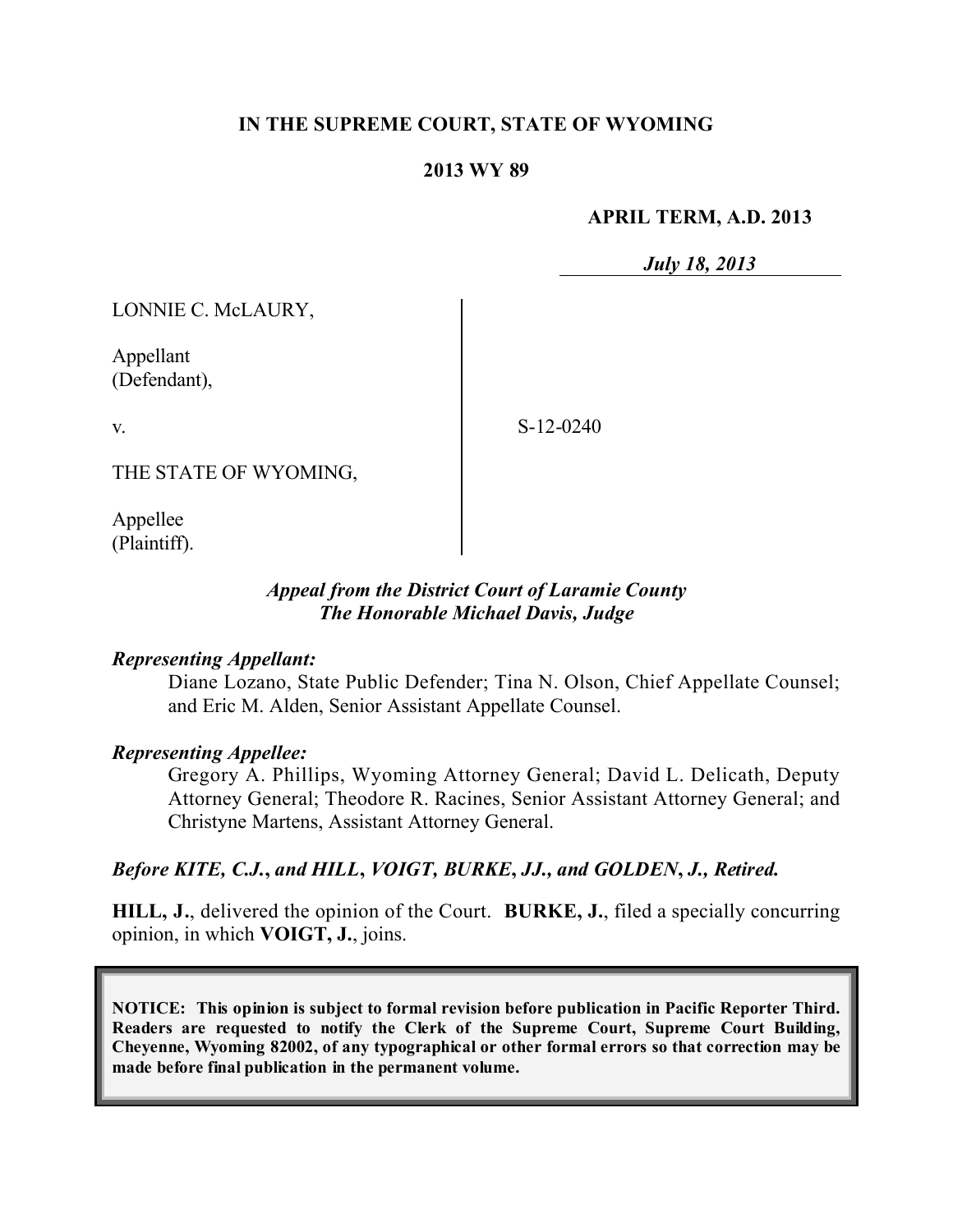**IN THE SUPREME COURT, STATE OF WYOMING**

**2013 WY 89**

**APRIL TERM, A.D. 2013**

*July 18, 2013*

LONNIE C. McLAURY,

Appellant
(Defendant),

v.

THE STATE OF WYOMING,

Appellee
(Plaintiff).

S-12-0240

*Appeal from the District Court of Laramie County*
*The Honorable Michael Davis, Judge*

***Representing Appellant:***

Diane Lozano, State Public Defender; Tina N. Olson, Chief Appellate Counsel; and Eric M. Alden, Senior Assistant Appellate Counsel.

***Representing Appellee:***

Gregory A. Phillips, Wyoming Attorney General; David L. Delicath, Deputy Attorney General; Theodore R. Racines, Senior Assistant Attorney General; and Christyne Martens, Assistant Attorney General.

***Before KITE, C.J., and HILL, VOIGT, BURKE, JJ., and GOLDEN, J., Retired.***

**HILL, J.**, delivered the opinion of the Court. **BURKE, J.**, filed a specially concurring opinion, in which **VOIGT, J.**, joins.

**NOTICE: This opinion is subject to formal revision before publication in Pacific Reporter Third. Readers are requested to notify the Clerk of the Supreme Court, Supreme Court Building, Cheyenne, Wyoming 82002, of any typographical or other formal errors so that correction may be made before final publication in the permanent volume.**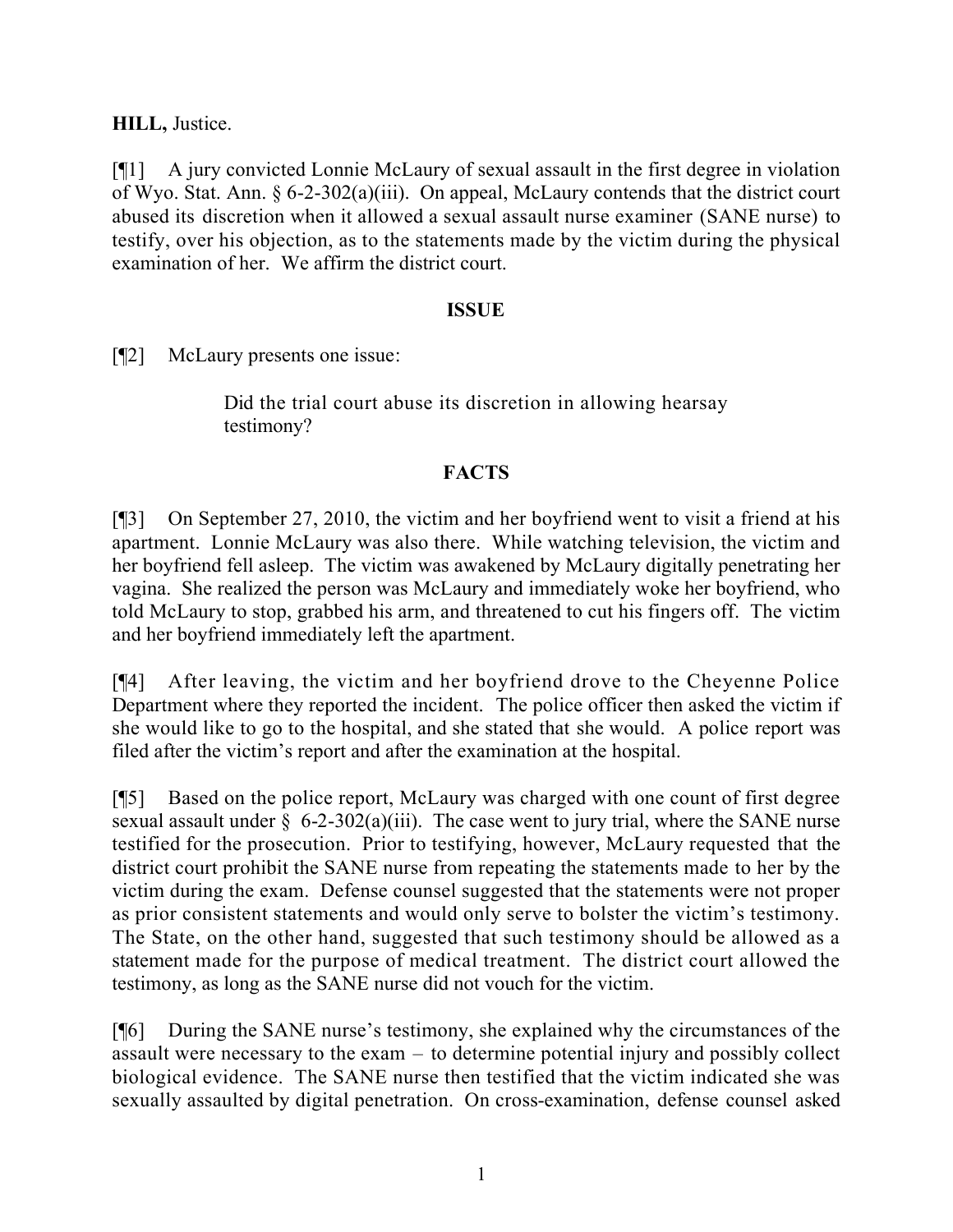**HILL,** Justice.

[¶1] A jury convicted Lonnie McLaury of sexual assault in the first degree in violation of Wyo. Stat. Ann. § 6-2-302(a)(iii). On appeal, McLaury contends that the district court abused its discretion when it allowed a sexual assault nurse examiner (SANE nurse) to testify, over his objection, as to the statements made by the victim during the physical examination of her. We affirm the district court.

## ISSUE

[¶2] McLaury presents one issue:

> Did the trial court abuse its discretion in allowing hearsay testimony?

## FACTS

[¶3] On September 27, 2010, the victim and her boyfriend went to visit a friend at his apartment. Lonnie McLaury was also there. While watching television, the victim and her boyfriend fell asleep. The victim was awakened by McLaury digitally penetrating her vagina. She realized the person was McLaury and immediately woke her boyfriend, who told McLaury to stop, grabbed his arm, and threatened to cut his fingers off. The victim and her boyfriend immediately left the apartment.

[¶4] After leaving, the victim and her boyfriend drove to the Cheyenne Police Department where they reported the incident. The police officer then asked the victim if she would like to go to the hospital, and she stated that she would. A police report was filed after the victim's report and after the examination at the hospital.

[¶5] Based on the police report, McLaury was charged with one count of first degree sexual assault under § 6-2-302(a)(iii). The case went to jury trial, where the SANE nurse testified for the prosecution. Prior to testifying, however, McLaury requested that the district court prohibit the SANE nurse from repeating the statements made to her by the victim during the exam. Defense counsel suggested that the statements were not proper as prior consistent statements and would only serve to bolster the victim's testimony. The State, on the other hand, suggested that such testimony should be allowed as a statement made for the purpose of medical treatment. The district court allowed the testimony, as long as the SANE nurse did not vouch for the victim.

[¶6] During the SANE nurse's testimony, she explained why the circumstances of the assault were necessary to the exam – to determine potential injury and possibly collect biological evidence. The SANE nurse then testified that the victim indicated she was sexually assaulted by digital penetration. On cross-examination, defense counsel asked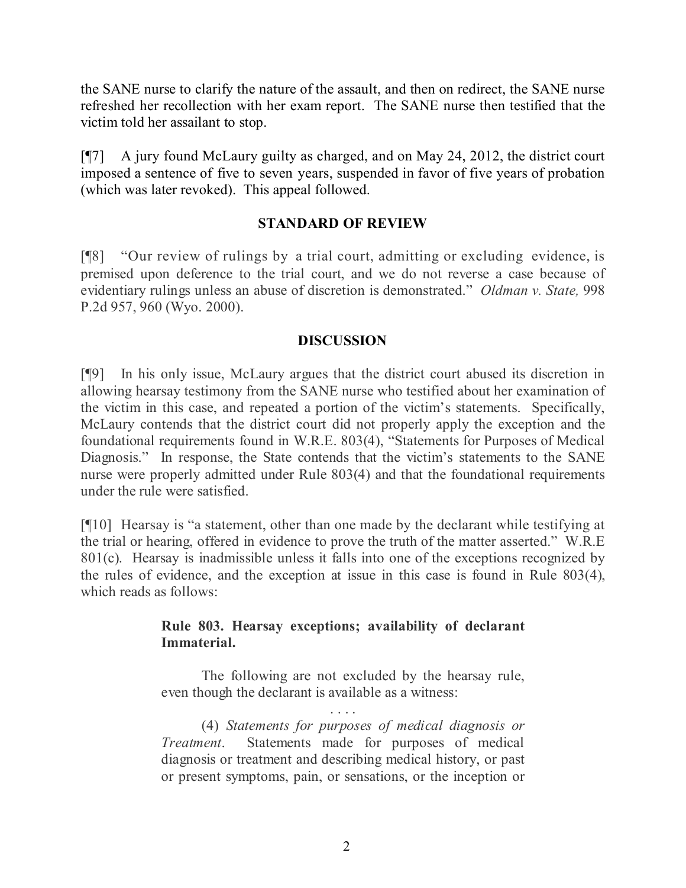the SANE nurse to clarify the nature of the assault, and then on redirect, the SANE nurse refreshed her recollection with her exam report. The SANE nurse then testified that the victim told her assailant to stop.

[¶7] A jury found McLaury guilty as charged, and on May 24, 2012, the district court imposed a sentence of five to seven years, suspended in favor of five years of probation (which was later revoked). This appeal followed.

## STANDARD OF REVIEW

[¶8] "Our review of rulings by a trial court, admitting or excluding evidence, is premised upon deference to the trial court, and we do not reverse a case because of evidentiary rulings unless an abuse of discretion is demonstrated." *Oldman v. State,* 998 P.2d 957, 960 (Wyo. 2000).

## DISCUSSION

[¶9] In his only issue, McLaury argues that the district court abused its discretion in allowing hearsay testimony from the SANE nurse who testified about her examination of the victim in this case, and repeated a portion of the victim's statements. Specifically, McLaury contends that the district court did not properly apply the exception and the foundational requirements found in W.R.E. 803(4), "Statements for Purposes of Medical Diagnosis." In response, the State contends that the victim's statements to the SANE nurse were properly admitted under Rule 803(4) and that the foundational requirements under the rule were satisfied.

[¶10] Hearsay is "a statement, other than one made by the declarant while testifying at the trial or hearing, offered in evidence to prove the truth of the matter asserted." W.R.E 801(c). Hearsay is inadmissible unless it falls into one of the exceptions recognized by the rules of evidence, and the exception at issue in this case is found in Rule 803(4), which reads as follows:

> **Rule 803. Hearsay exceptions; availability of declarant Immaterial.**
>
> The following are not excluded by the hearsay rule, even though the declarant is available as a witness:
>
> . . . .
>
> (4) *Statements for purposes of medical diagnosis or Treatment*. Statements made for purposes of medical diagnosis or treatment and describing medical history, or past or present symptoms, pain, or sensations, or the inception or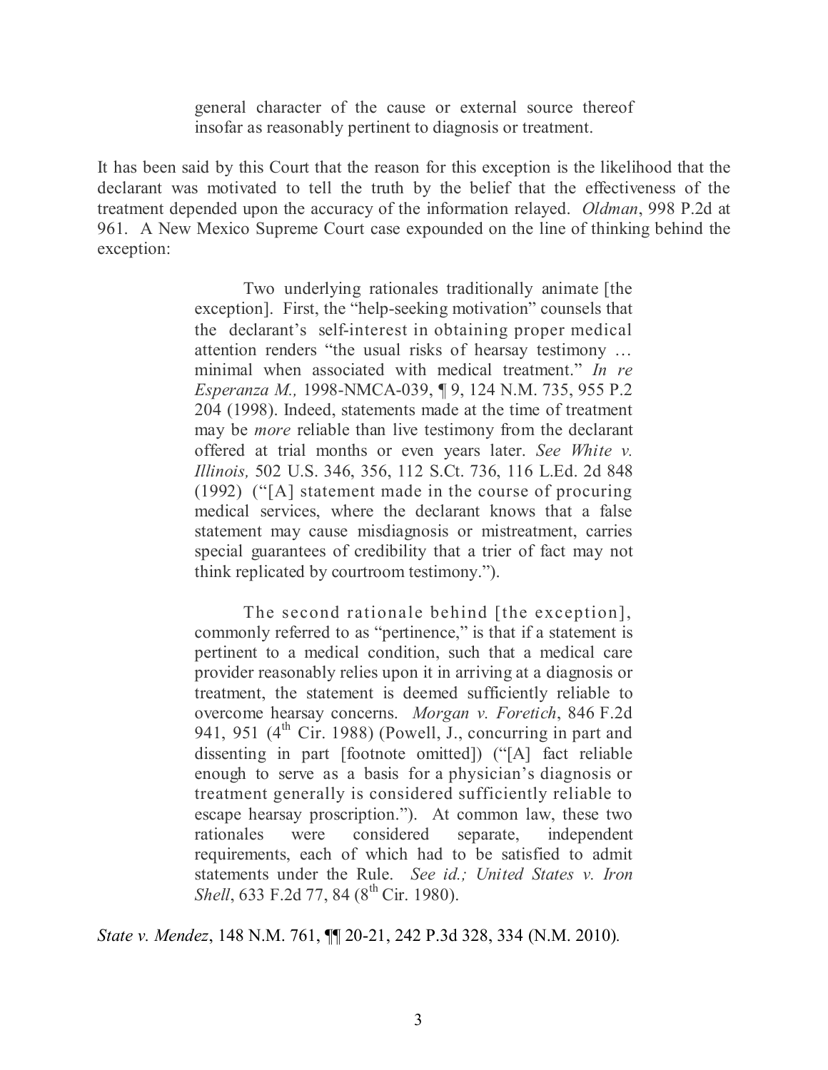> general character of the cause or external source thereof insofar as reasonably pertinent to diagnosis or treatment.

It has been said by this Court that the reason for this exception is the likelihood that the declarant was motivated to tell the truth by the belief that the effectiveness of the treatment depended upon the accuracy of the information relayed. *Oldman*, 998 P.2d at 961. A New Mexico Supreme Court case expounded on the line of thinking behind the exception:

> Two underlying rationales traditionally animate [the exception]. First, the "help-seeking motivation" counsels that the declarant's self-interest in obtaining proper medical attention renders "the usual risks of hearsay testimony … minimal when associated with medical treatment." *In re Esperanza M.,* 1998-NMCA-039, ¶ 9, 124 N.M. 735, 955 P.2 204 (1998). Indeed, statements made at the time of treatment may be *more* reliable than live testimony from the declarant offered at trial months or even years later. *See White v. Illinois,* 502 U.S. 346, 356, 112 S.Ct. 736, 116 L.Ed. 2d 848 (1992) ("[A] statement made in the course of procuring medical services, where the declarant knows that a false statement may cause misdiagnosis or mistreatment, carries special guarantees of credibility that a trier of fact may not think replicated by courtroom testimony.").
>
> The second rationale behind [the exception], commonly referred to as "pertinence," is that if a statement is pertinent to a medical condition, such that a medical care provider reasonably relies upon it in arriving at a diagnosis or treatment, the statement is deemed sufficiently reliable to overcome hearsay concerns. *Morgan v. Foretich*, 846 F.2d 941, 951 (4th Cir. 1988) (Powell, J., concurring in part and dissenting in part [footnote omitted]) ("[A] fact reliable enough to serve as a basis for a physician's diagnosis or treatment generally is considered sufficiently reliable to escape hearsay proscription."). At common law, these two rationales were considered separate, independent requirements, each of which had to be satisfied to admit statements under the Rule. *See id.; United States v. Iron Shell*, 633 F.2d 77, 84 (8th Cir. 1980).

*State v. Mendez*, 148 N.M. 761, ¶¶ 20-21, 242 P.3d 328, 334 (N.M. 2010).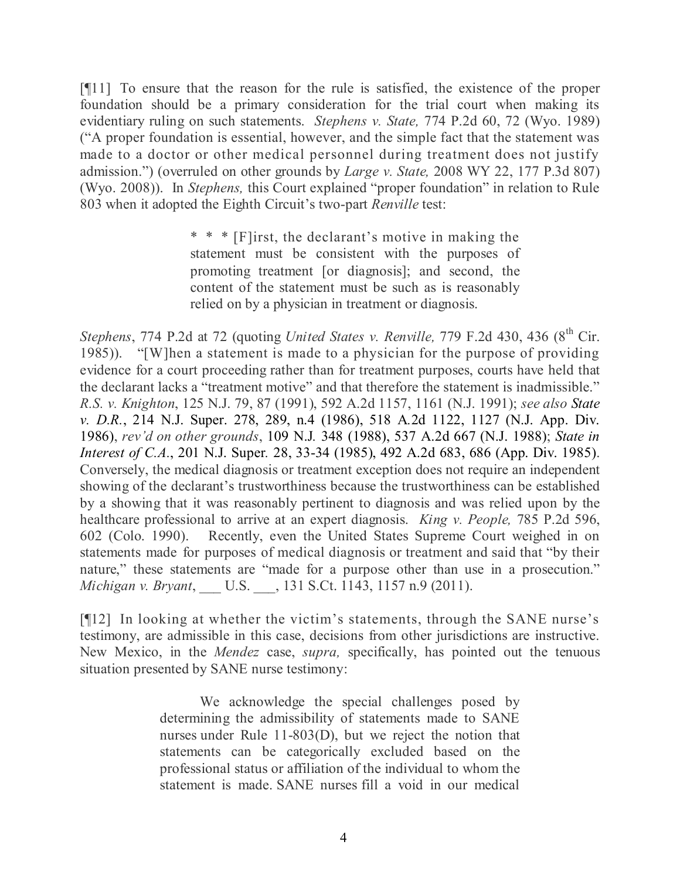[¶11] To ensure that the reason for the rule is satisfied, the existence of the proper foundation should be a primary consideration for the trial court when making its evidentiary ruling on such statements. *Stephens v. State,* 774 P.2d 60, 72 (Wyo. 1989) ("A proper foundation is essential, however, and the simple fact that the statement was made to a doctor or other medical personnel during treatment does not justify admission.") (overruled on other grounds by *Large v. State,* 2008 WY 22, 177 P.3d 807) (Wyo. 2008)). In *Stephens,* this Court explained "proper foundation" in relation to Rule 803 when it adopted the Eighth Circuit's two-part *Renville* test:

> * * * [F]irst, the declarant's motive in making the statement must be consistent with the purposes of promoting treatment [or diagnosis]; and second, the content of the statement must be such as is reasonably relied on by a physician in treatment or diagnosis.

*Stephens*, 774 P.2d at 72 (quoting *United States v. Renville,* 779 F.2d 430, 436 (8th Cir. 1985)). "[W]hen a statement is made to a physician for the purpose of providing evidence for a court proceeding rather than for treatment purposes, courts have held that the declarant lacks a "treatment motive" and that therefore the statement is inadmissible." *R.S. v. Knighton*, 125 N.J. 79, 87 (1991), 592 A.2d 1157, 1161 (N.J. 1991); *see also* ***State v. D.R.***, 214 N.J. Super. 278, 289, n.4 (1986), 518 A.2d 1122, 1127 (N.J. App. Div. 1986), *rev'd on other grounds*, 109 N.J. 348 (1988), 537 A.2d 667 (N.J. 1988); *State in Interest of C.A*., 201 N.J. Super. 28, 33-34 (1985), 492 A.2d 683, 686 (App. Div. 1985). Conversely, the medical diagnosis or treatment exception does not require an independent showing of the declarant's trustworthiness because the trustworthiness can be established by a showing that it was reasonably pertinent to diagnosis and was relied upon by the healthcare professional to arrive at an expert diagnosis. *King v. People,* 785 P.2d 596, 602 (Colo. 1990). Recently, even the United States Supreme Court weighed in on statements made for purposes of medical diagnosis or treatment and said that "by their nature," these statements are "made for a purpose other than use in a prosecution." *Michigan v. Bryant*, ___ U.S. ___, 131 S.Ct. 1143, 1157 n.9 (2011).

[¶12] In looking at whether the victim's statements, through the SANE nurse's testimony, are admissible in this case, decisions from other jurisdictions are instructive. New Mexico, in the *Mendez* case, *supra,* specifically, has pointed out the tenuous situation presented by SANE nurse testimony:

> We acknowledge the special challenges posed by determining the admissibility of statements made to SANE nurses under Rule 11-803(D), but we reject the notion that statements can be categorically excluded based on the professional status or affiliation of the individual to whom the statement is made. SANE nurses fill a void in our medical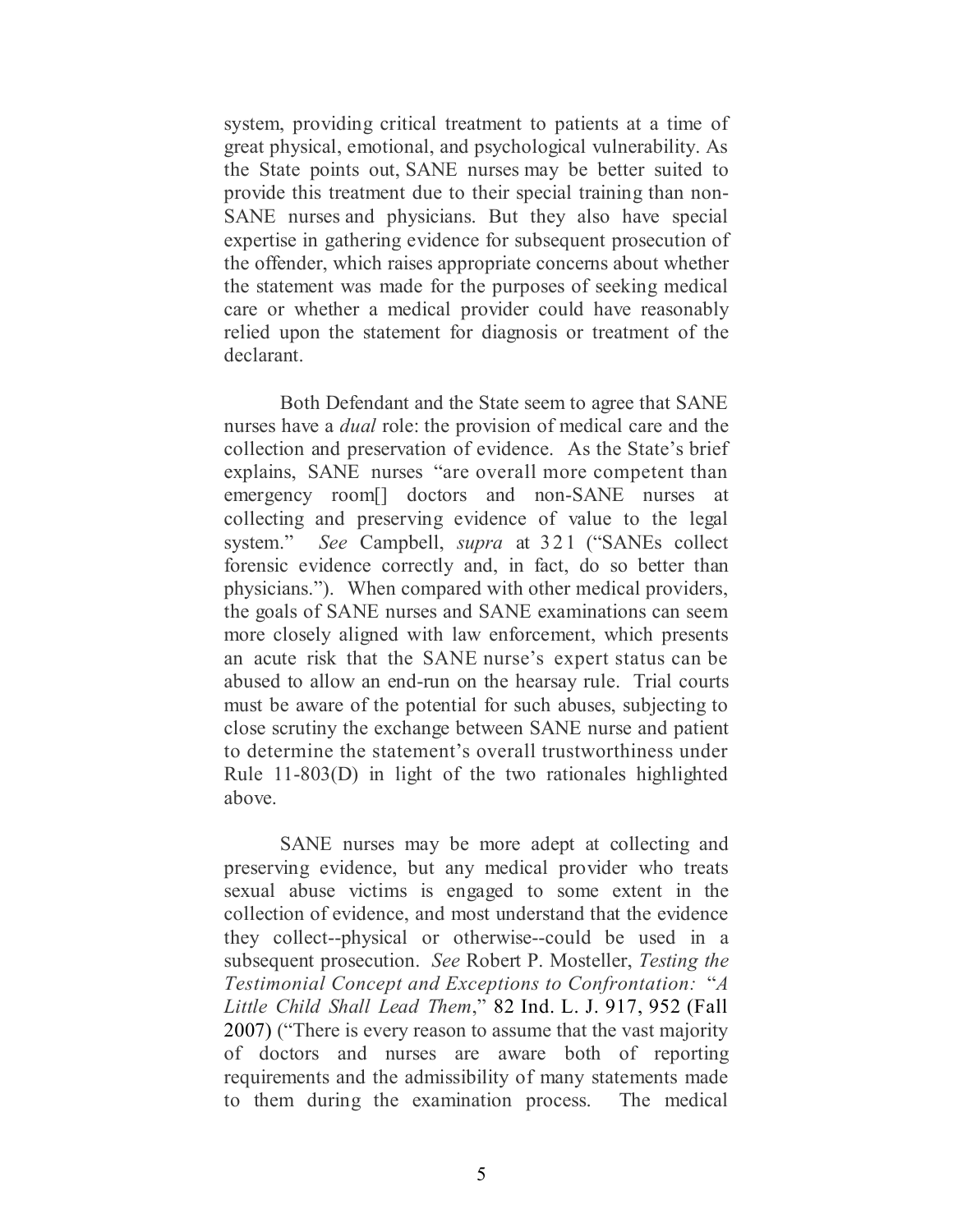system, providing critical treatment to patients at a time of great physical, emotional, and psychological vulnerability. As the State points out, SANE nurses may be better suited to provide this treatment due to their special training than non-SANE nurses and physicians. But they also have special expertise in gathering evidence for subsequent prosecution of the offender, which raises appropriate concerns about whether the statement was made for the purposes of seeking medical care or whether a medical provider could have reasonably relied upon the statement for diagnosis or treatment of the declarant.

Both Defendant and the State seem to agree that SANE nurses have a *dual* role: the provision of medical care and the collection and preservation of evidence. As the State's brief explains, SANE nurses "are overall more competent than emergency room[] doctors and non-SANE nurses at collecting and preserving evidence of value to the legal system." *See* Campbell, *supra* at 321 ("SANEs collect forensic evidence correctly and, in fact, do so better than physicians."). When compared with other medical providers, the goals of SANE nurses and SANE examinations can seem more closely aligned with law enforcement, which presents an acute risk that the SANE nurse's expert status can be abused to allow an end-run on the hearsay rule. Trial courts must be aware of the potential for such abuses, subjecting to close scrutiny the exchange between SANE nurse and patient to determine the statement's overall trustworthiness under Rule 11-803(D) in light of the two rationales highlighted above.

SANE nurses may be more adept at collecting and preserving evidence, but any medical provider who treats sexual abuse victims is engaged to some extent in the collection of evidence, and most understand that the evidence they collect--physical or otherwise--could be used in a subsequent prosecution. *See* Robert P. Mosteller, *Testing the Testimonial Concept and Exceptions to Confrontation:* "*A Little Child Shall Lead Them*," 82 Ind. L. J. 917, 952 (Fall 2007) ("There is every reason to assume that the vast majority of doctors and nurses are aware both of reporting requirements and the admissibility of many statements made to them during the examination process. The medical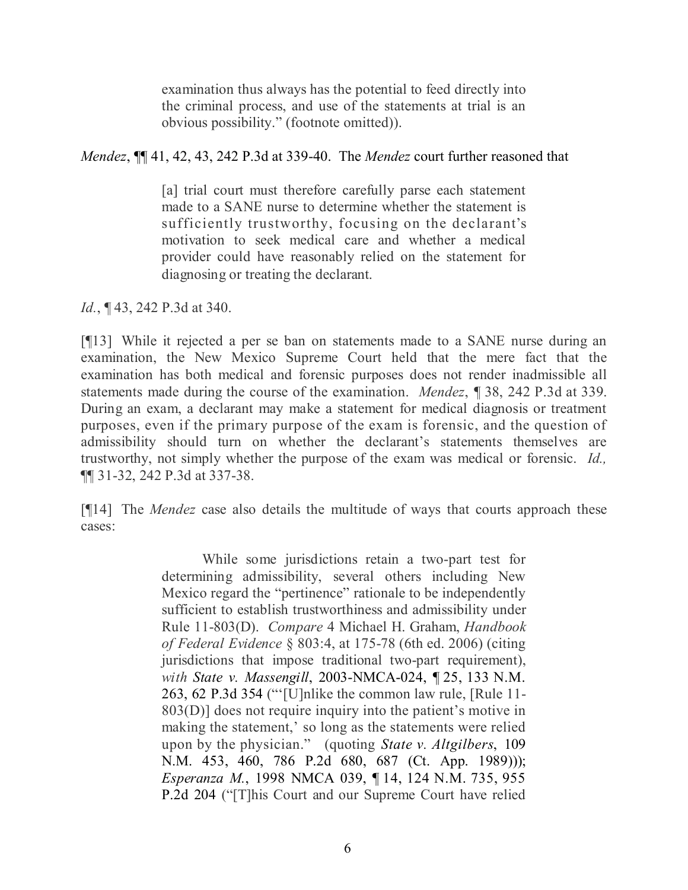> examination thus always has the potential to feed directly into the criminal process, and use of the statements at trial is an obvious possibility." (footnote omitted)).

*Mendez*, ¶¶ 41, 42, 43, 242 P.3d at 339-40. The *Mendez* court further reasoned that

> [a] trial court must therefore carefully parse each statement made to a SANE nurse to determine whether the statement is sufficiently trustworthy, focusing on the declarant's motivation to seek medical care and whether a medical provider could have reasonably relied on the statement for diagnosing or treating the declarant.

*Id.*, ¶ 43, 242 P.3d at 340.

[¶13] While it rejected a per se ban on statements made to a SANE nurse during an examination, the New Mexico Supreme Court held that the mere fact that the examination has both medical and forensic purposes does not render inadmissible all statements made during the course of the examination. *Mendez*, ¶ 38, 242 P.3d at 339. During an exam, a declarant may make a statement for medical diagnosis or treatment purposes, even if the primary purpose of the exam is forensic, and the question of admissibility should turn on whether the declarant's statements themselves are trustworthy, not simply whether the purpose of the exam was medical or forensic. *Id.,* ¶¶ 31-32, 242 P.3d at 337-38.

[¶14] The *Mendez* case also details the multitude of ways that courts approach these cases:

> While some jurisdictions retain a two-part test for determining admissibility, several others including New Mexico regard the "pertinence" rationale to be independently sufficient to establish trustworthiness and admissibility under Rule 11-803(D). *Compare* 4 Michael H. Graham, *Handbook of Federal Evidence* § 803:4, at 175-78 (6th ed. 2006) (citing jurisdictions that impose traditional two-part requirement), *with State v. Massengill*, 2003-NMCA-024, ¶ 25, 133 N.M. 263, 62 P.3d 354 ("'[U]nlike the common law rule, [Rule 11-803(D)] does not require inquiry into the patient's motive in making the statement,' so long as the statements were relied upon by the physician." (quoting *State v. Altgilbers*, 109 N.M. 453, 460, 786 P.2d 680, 687 (Ct. App. 1989))); *Esperanza M.*, 1998 NMCA 039, ¶ 14, 124 N.M. 735, 955 P.2d 204 ("[T]his Court and our Supreme Court have relied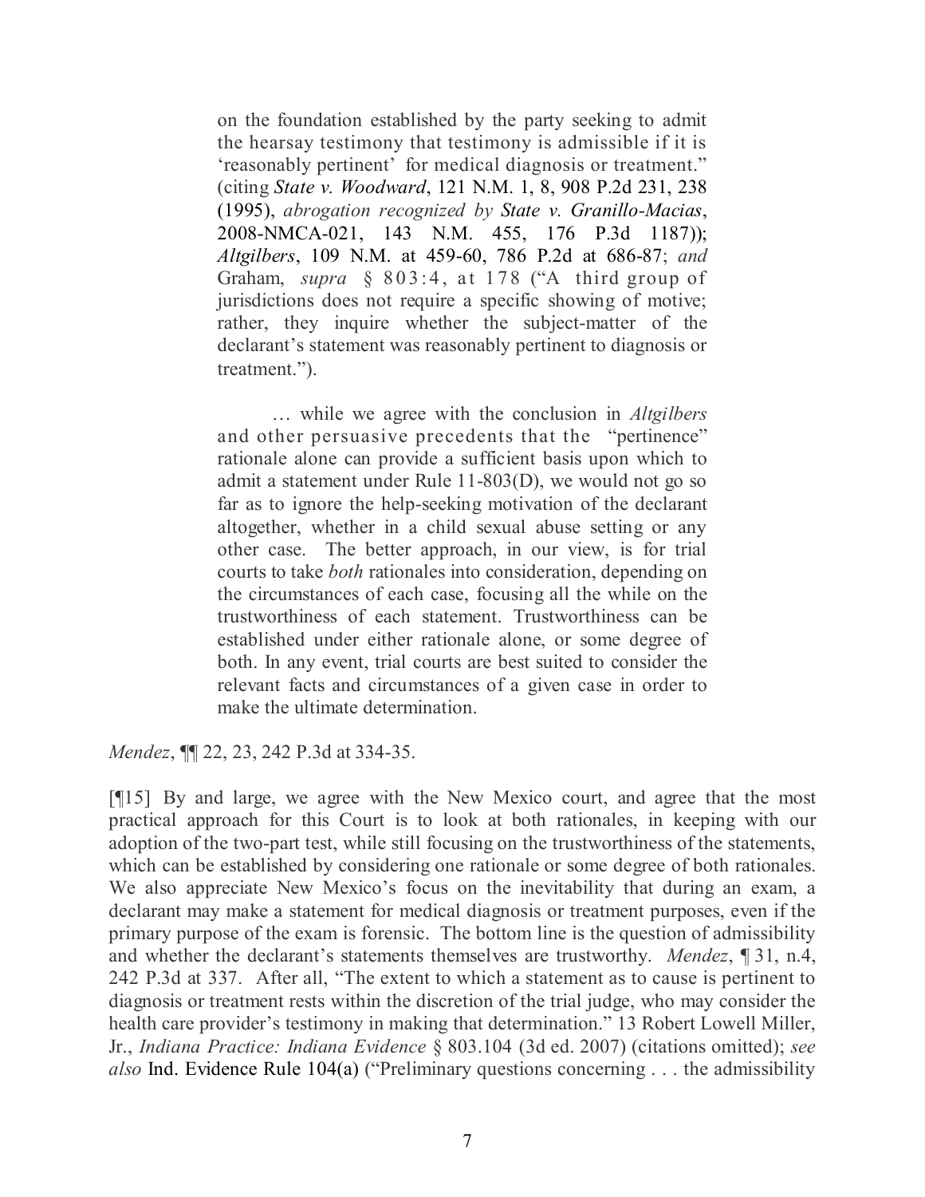> on the foundation established by the party seeking to admit the hearsay testimony that testimony is admissible if it is 'reasonably pertinent' for medical diagnosis or treatment." (citing *State v. Woodward*, 121 N.M. 1, 8, 908 P.2d 231, 238 (1995), *abrogation recognized by State v. Granillo-Macias*, 2008-NMCA-021, 143 N.M. 455, 176 P.3d 1187)); *Altgilbers*, 109 N.M. at 459-60, 786 P.2d at 686-87; *and* Graham, *supra* § 803:4, at 178 ("A third group of jurisdictions does not require a specific showing of motive; rather, they inquire whether the subject-matter of the declarant's statement was reasonably pertinent to diagnosis or treatment.").
>
> … while we agree with the conclusion in *Altgilbers* and other persuasive precedents that the "pertinence" rationale alone can provide a sufficient basis upon which to admit a statement under Rule 11-803(D), we would not go so far as to ignore the help-seeking motivation of the declarant altogether, whether in a child sexual abuse setting or any other case. The better approach, in our view, is for trial courts to take *both* rationales into consideration, depending on the circumstances of each case, focusing all the while on the trustworthiness of each statement. Trustworthiness can be established under either rationale alone, or some degree of both. In any event, trial courts are best suited to consider the relevant facts and circumstances of a given case in order to make the ultimate determination.

*Mendez*, ¶¶ 22, 23, 242 P.3d at 334-35.

[¶15] By and large, we agree with the New Mexico court, and agree that the most practical approach for this Court is to look at both rationales, in keeping with our adoption of the two-part test, while still focusing on the trustworthiness of the statements, which can be established by considering one rationale or some degree of both rationales. We also appreciate New Mexico's focus on the inevitability that during an exam, a declarant may make a statement for medical diagnosis or treatment purposes, even if the primary purpose of the exam is forensic. The bottom line is the question of admissibility and whether the declarant's statements themselves are trustworthy. *Mendez*, ¶ 31, n.4, 242 P.3d at 337. After all, "The extent to which a statement as to cause is pertinent to diagnosis or treatment rests within the discretion of the trial judge, who may consider the health care provider's testimony in making that determination." 13 Robert Lowell Miller, Jr., *Indiana Practice: Indiana Evidence* § 803.104 (3d ed. 2007) (citations omitted); *see also* Ind. Evidence Rule 104(a) ("Preliminary questions concerning . . . the admissibility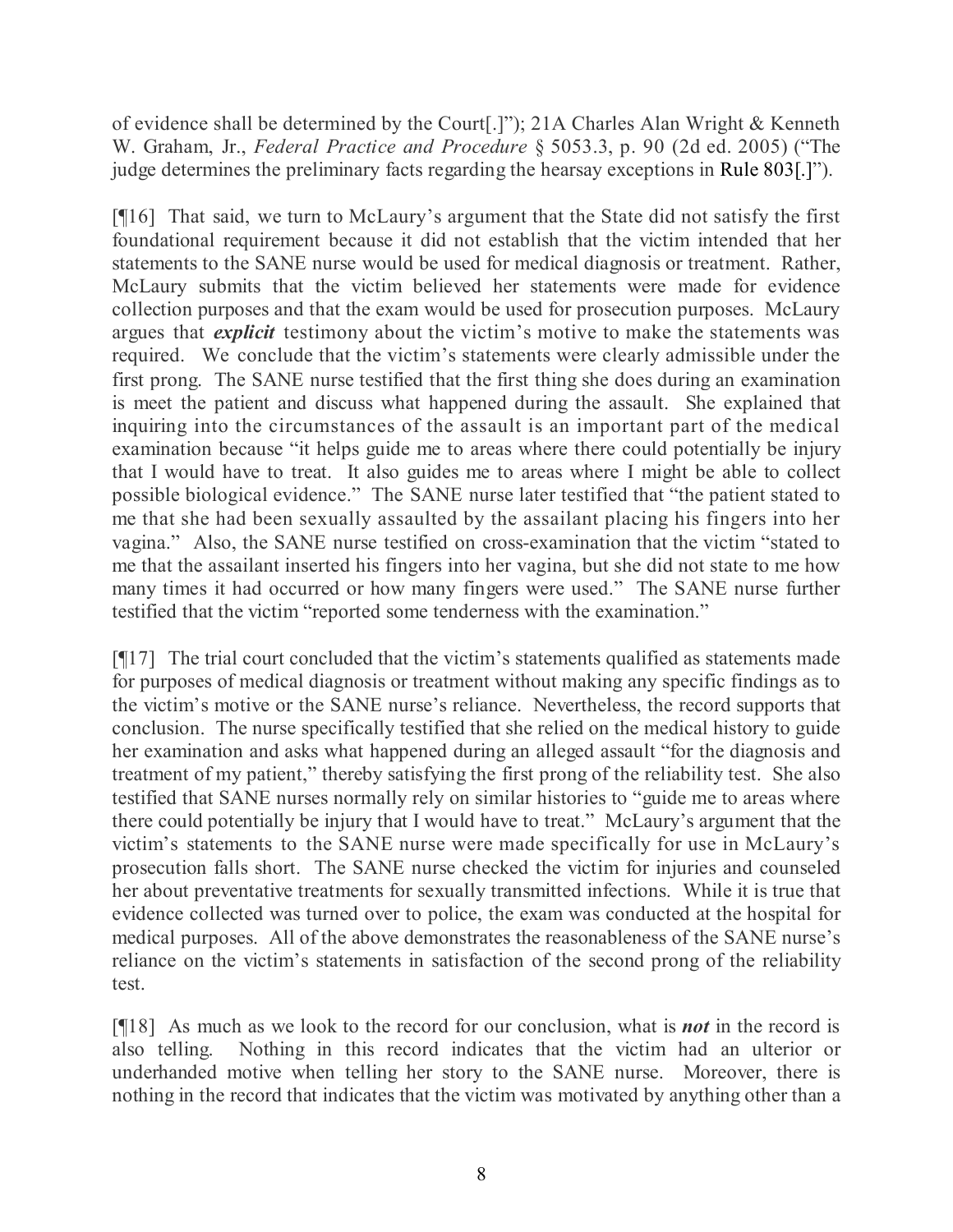of evidence shall be determined by the Court[.]"); 21A Charles Alan Wright & Kenneth W. Graham, Jr., *Federal Practice and Procedure* § 5053.3, p. 90 (2d ed. 2005) ("The judge determines the preliminary facts regarding the hearsay exceptions in Rule 803[.]").

[¶16] That said, we turn to McLaury's argument that the State did not satisfy the first foundational requirement because it did not establish that the victim intended that her statements to the SANE nurse would be used for medical diagnosis or treatment. Rather, McLaury submits that the victim believed her statements were made for evidence collection purposes and that the exam would be used for prosecution purposes. McLaury argues that ***explicit*** testimony about the victim's motive to make the statements was required. We conclude that the victim's statements were clearly admissible under the first prong. The SANE nurse testified that the first thing she does during an examination is meet the patient and discuss what happened during the assault. She explained that inquiring into the circumstances of the assault is an important part of the medical examination because "it helps guide me to areas where there could potentially be injury that I would have to treat. It also guides me to areas where I might be able to collect possible biological evidence." The SANE nurse later testified that "the patient stated to me that she had been sexually assaulted by the assailant placing his fingers into her vagina." Also, the SANE nurse testified on cross-examination that the victim "stated to me that the assailant inserted his fingers into her vagina, but she did not state to me how many times it had occurred or how many fingers were used." The SANE nurse further testified that the victim "reported some tenderness with the examination."

[¶17] The trial court concluded that the victim's statements qualified as statements made for purposes of medical diagnosis or treatment without making any specific findings as to the victim's motive or the SANE nurse's reliance. Nevertheless, the record supports that conclusion. The nurse specifically testified that she relied on the medical history to guide her examination and asks what happened during an alleged assault "for the diagnosis and treatment of my patient," thereby satisfying the first prong of the reliability test. She also testified that SANE nurses normally rely on similar histories to "guide me to areas where there could potentially be injury that I would have to treat." McLaury's argument that the victim's statements to the SANE nurse were made specifically for use in McLaury's prosecution falls short. The SANE nurse checked the victim for injuries and counseled her about preventative treatments for sexually transmitted infections. While it is true that evidence collected was turned over to police, the exam was conducted at the hospital for medical purposes. All of the above demonstrates the reasonableness of the SANE nurse's reliance on the victim's statements in satisfaction of the second prong of the reliability test.

[¶18] As much as we look to the record for our conclusion, what is ***not*** in the record is also telling. Nothing in this record indicates that the victim had an ulterior or underhanded motive when telling her story to the SANE nurse. Moreover, there is nothing in the record that indicates that the victim was motivated by anything other than a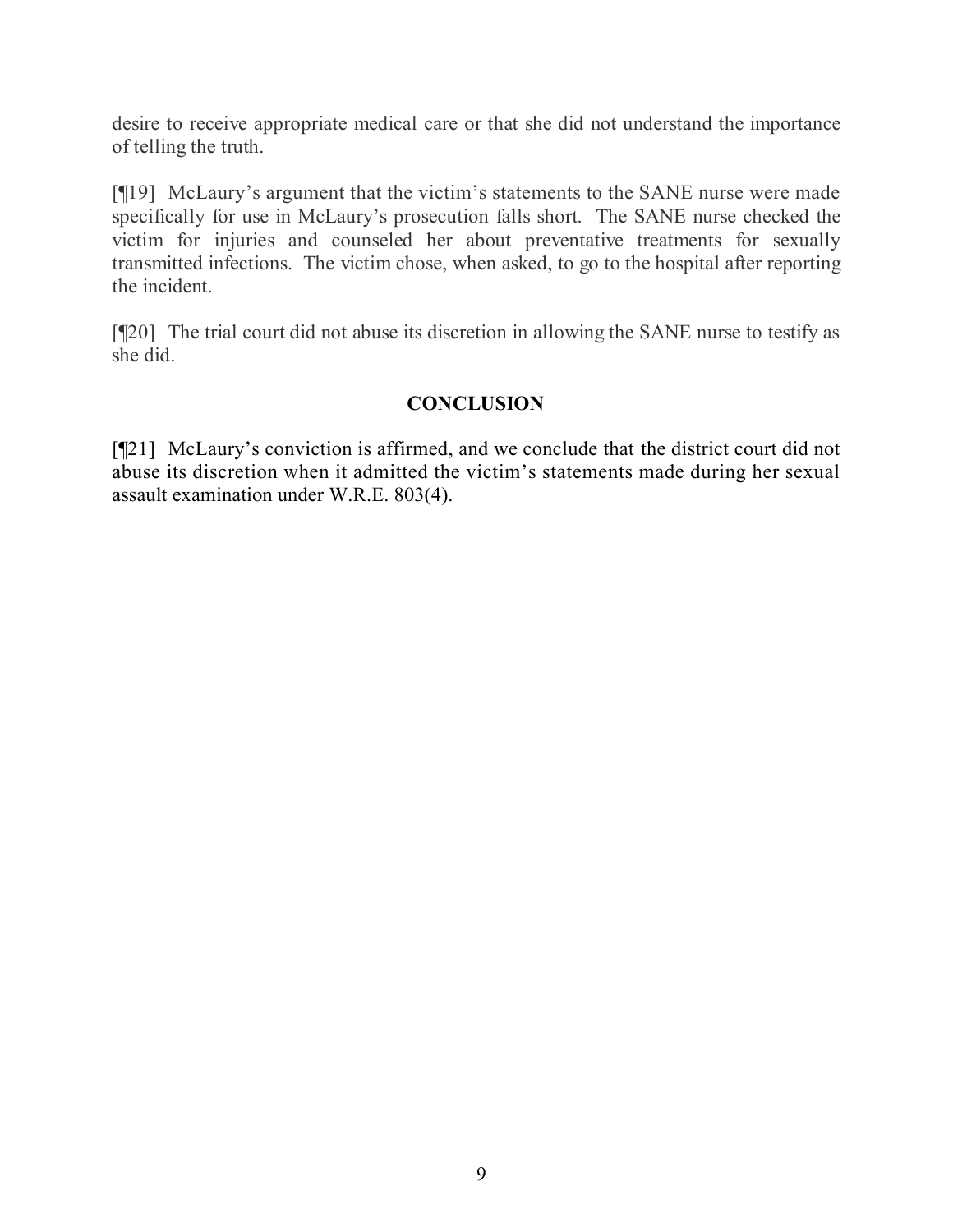desire to receive appropriate medical care or that she did not understand the importance of telling the truth.

[¶19] McLaury's argument that the victim's statements to the SANE nurse were made specifically for use in McLaury's prosecution falls short. The SANE nurse checked the victim for injuries and counseled her about preventative treatments for sexually transmitted infections. The victim chose, when asked, to go to the hospital after reporting the incident.

[¶20] The trial court did not abuse its discretion in allowing the SANE nurse to testify as she did.

## CONCLUSION

[¶21] McLaury's conviction is affirmed, and we conclude that the district court did not abuse its discretion when it admitted the victim's statements made during her sexual assault examination under W.R.E. 803(4).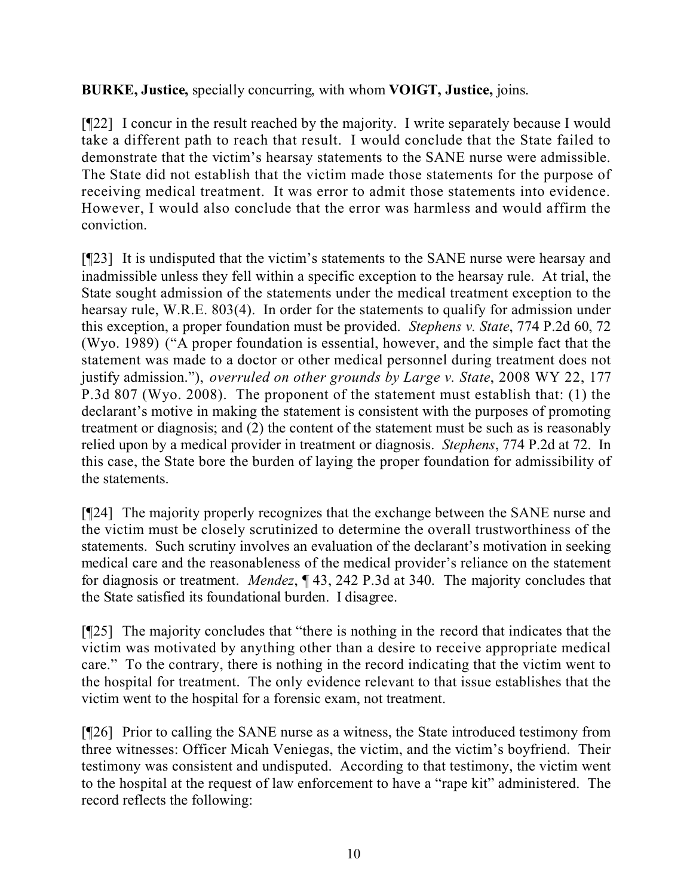**BURKE, Justice,** specially concurring, with whom **VOIGT, Justice,** joins.

[¶22] I concur in the result reached by the majority. I write separately because I would take a different path to reach that result. I would conclude that the State failed to demonstrate that the victim's hearsay statements to the SANE nurse were admissible. The State did not establish that the victim made those statements for the purpose of receiving medical treatment. It was error to admit those statements into evidence. However, I would also conclude that the error was harmless and would affirm the conviction.

[¶23] It is undisputed that the victim's statements to the SANE nurse were hearsay and inadmissible unless they fell within a specific exception to the hearsay rule. At trial, the State sought admission of the statements under the medical treatment exception to the hearsay rule, W.R.E. 803(4). In order for the statements to qualify for admission under this exception, a proper foundation must be provided. *Stephens v. State*, 774 P.2d 60, 72 (Wyo. 1989) ("A proper foundation is essential, however, and the simple fact that the statement was made to a doctor or other medical personnel during treatment does not justify admission."), *overruled on other grounds by Large v. State*, 2008 WY 22, 177 P.3d 807 (Wyo. 2008). The proponent of the statement must establish that: (1) the declarant's motive in making the statement is consistent with the purposes of promoting treatment or diagnosis; and (2) the content of the statement must be such as is reasonably relied upon by a medical provider in treatment or diagnosis. *Stephens*, 774 P.2d at 72. In this case, the State bore the burden of laying the proper foundation for admissibility of the statements.

[¶24] The majority properly recognizes that the exchange between the SANE nurse and the victim must be closely scrutinized to determine the overall trustworthiness of the statements. Such scrutiny involves an evaluation of the declarant's motivation in seeking medical care and the reasonableness of the medical provider's reliance on the statement for diagnosis or treatment. *Mendez*, ¶ 43, 242 P.3d at 340. The majority concludes that the State satisfied its foundational burden. I disagree.

[¶25] The majority concludes that "there is nothing in the record that indicates that the victim was motivated by anything other than a desire to receive appropriate medical care." To the contrary, there is nothing in the record indicating that the victim went to the hospital for treatment. The only evidence relevant to that issue establishes that the victim went to the hospital for a forensic exam, not treatment.

[¶26] Prior to calling the SANE nurse as a witness, the State introduced testimony from three witnesses: Officer Micah Veniegas, the victim, and the victim's boyfriend. Their testimony was consistent and undisputed. According to that testimony, the victim went to the hospital at the request of law enforcement to have a "rape kit" administered. The record reflects the following: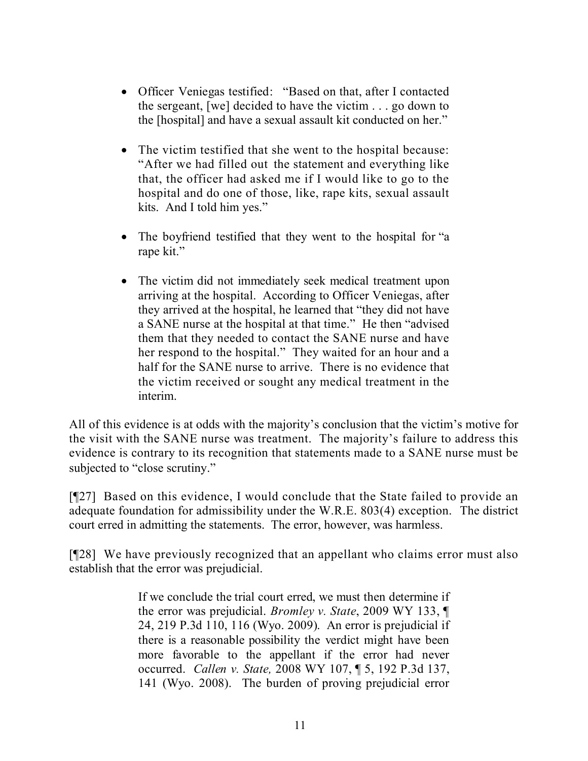- Officer Veniegas testified: "Based on that, after I contacted the sergeant, [we] decided to have the victim . . . go down to the [hospital] and have a sexual assault kit conducted on her."

- The victim testified that she went to the hospital because: "After we had filled out the statement and everything like that, the officer had asked me if I would like to go to the hospital and do one of those, like, rape kits, sexual assault kits. And I told him yes."

- The boyfriend testified that they went to the hospital for "a rape kit."

- The victim did not immediately seek medical treatment upon arriving at the hospital. According to Officer Veniegas, after they arrived at the hospital, he learned that "they did not have a SANE nurse at the hospital at that time." He then "advised them that they needed to contact the SANE nurse and have her respond to the hospital." They waited for an hour and a half for the SANE nurse to arrive. There is no evidence that the victim received or sought any medical treatment in the interim.

All of this evidence is at odds with the majority's conclusion that the victim's motive for the visit with the SANE nurse was treatment. The majority's failure to address this evidence is contrary to its recognition that statements made to a SANE nurse must be subjected to "close scrutiny."

[¶27] Based on this evidence, I would conclude that the State failed to provide an adequate foundation for admissibility under the W.R.E. 803(4) exception. The district court erred in admitting the statements. The error, however, was harmless.

[¶28] We have previously recognized that an appellant who claims error must also establish that the error was prejudicial.

> If we conclude the trial court erred, we must then determine if the error was prejudicial. *Bromley v. State*, 2009 WY 133, ¶ 24, 219 P.3d 110, 116 (Wyo. 2009). An error is prejudicial if there is a reasonable possibility the verdict might have been more favorable to the appellant if the error had never occurred. *Callen v. State,* 2008 WY 107, ¶ 5, 192 P.3d 137, 141 (Wyo. 2008). The burden of proving prejudicial error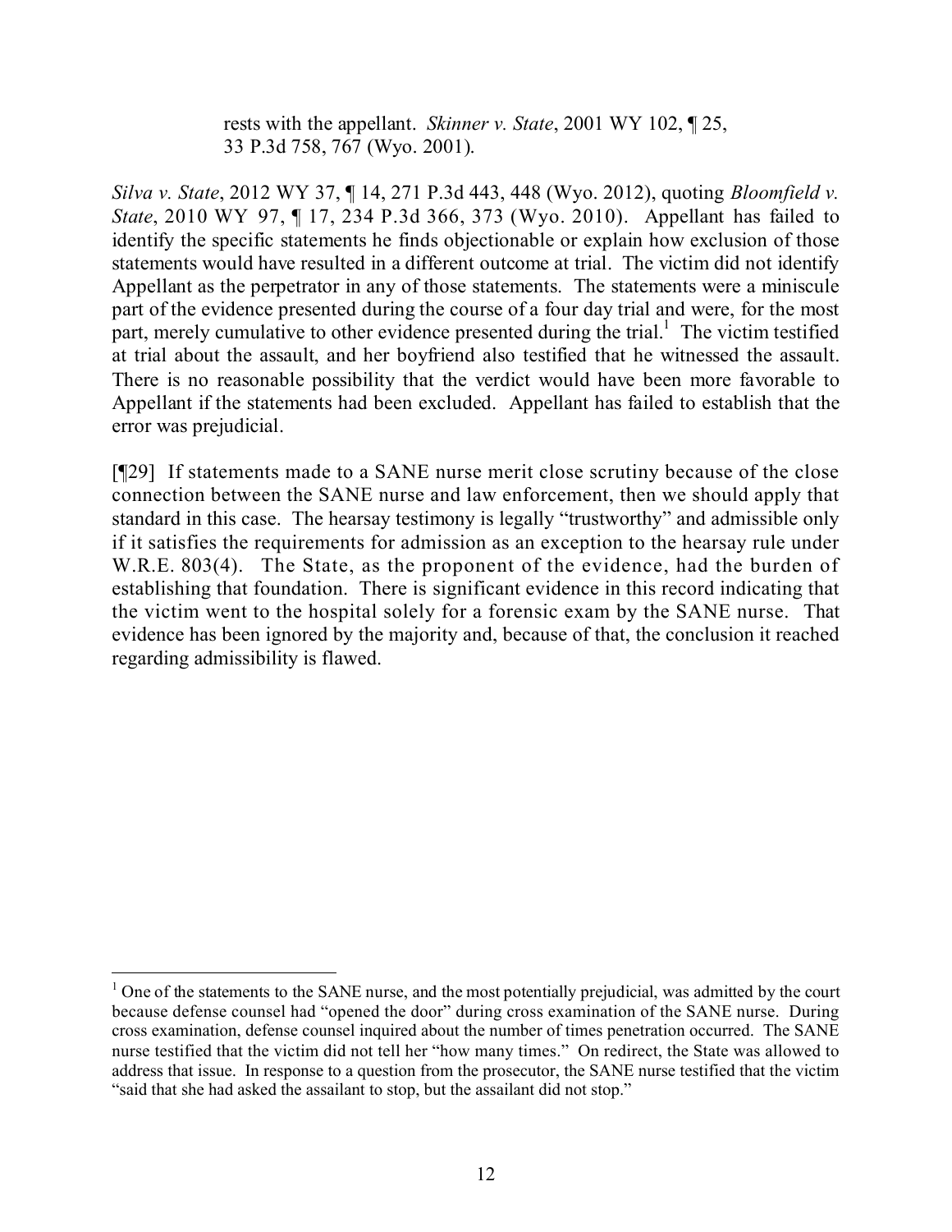> rests with the appellant. *Skinner v. State*, 2001 WY 102, ¶ 25, 33 P.3d 758, 767 (Wyo. 2001).

*Silva v. State*, 2012 WY 37, ¶ 14, 271 P.3d 443, 448 (Wyo. 2012), quoting *Bloomfield v. State*, 2010 WY 97, ¶ 17, 234 P.3d 366, 373 (Wyo. 2010). Appellant has failed to identify the specific statements he finds objectionable or explain how exclusion of those statements would have resulted in a different outcome at trial. The victim did not identify Appellant as the perpetrator in any of those statements. The statements were a miniscule part of the evidence presented during the course of a four day trial and were, for the most part, merely cumulative to other evidence presented during the trial.[1] The victim testified at trial about the assault, and her boyfriend also testified that he witnessed the assault. There is no reasonable possibility that the verdict would have been more favorable to Appellant if the statements had been excluded. Appellant has failed to establish that the error was prejudicial.

[¶29] If statements made to a SANE nurse merit close scrutiny because of the close connection between the SANE nurse and law enforcement, then we should apply that standard in this case. The hearsay testimony is legally "trustworthy" and admissible only if it satisfies the requirements for admission as an exception to the hearsay rule under W.R.E. 803(4). The State, as the proponent of the evidence, had the burden of establishing that foundation. There is significant evidence in this record indicating that the victim went to the hospital solely for a forensic exam by the SANE nurse. That evidence has been ignored by the majority and, because of that, the conclusion it reached regarding admissibility is flawed.

---

[1] One of the statements to the SANE nurse, and the most potentially prejudicial, was admitted by the court because defense counsel had "opened the door" during cross examination of the SANE nurse. During cross examination, defense counsel inquired about the number of times penetration occurred. The SANE nurse testified that the victim did not tell her "how many times." On redirect, the State was allowed to address that issue. In response to a question from the prosecutor, the SANE nurse testified that the victim "said that she had asked the assailant to stop, but the assailant did not stop."